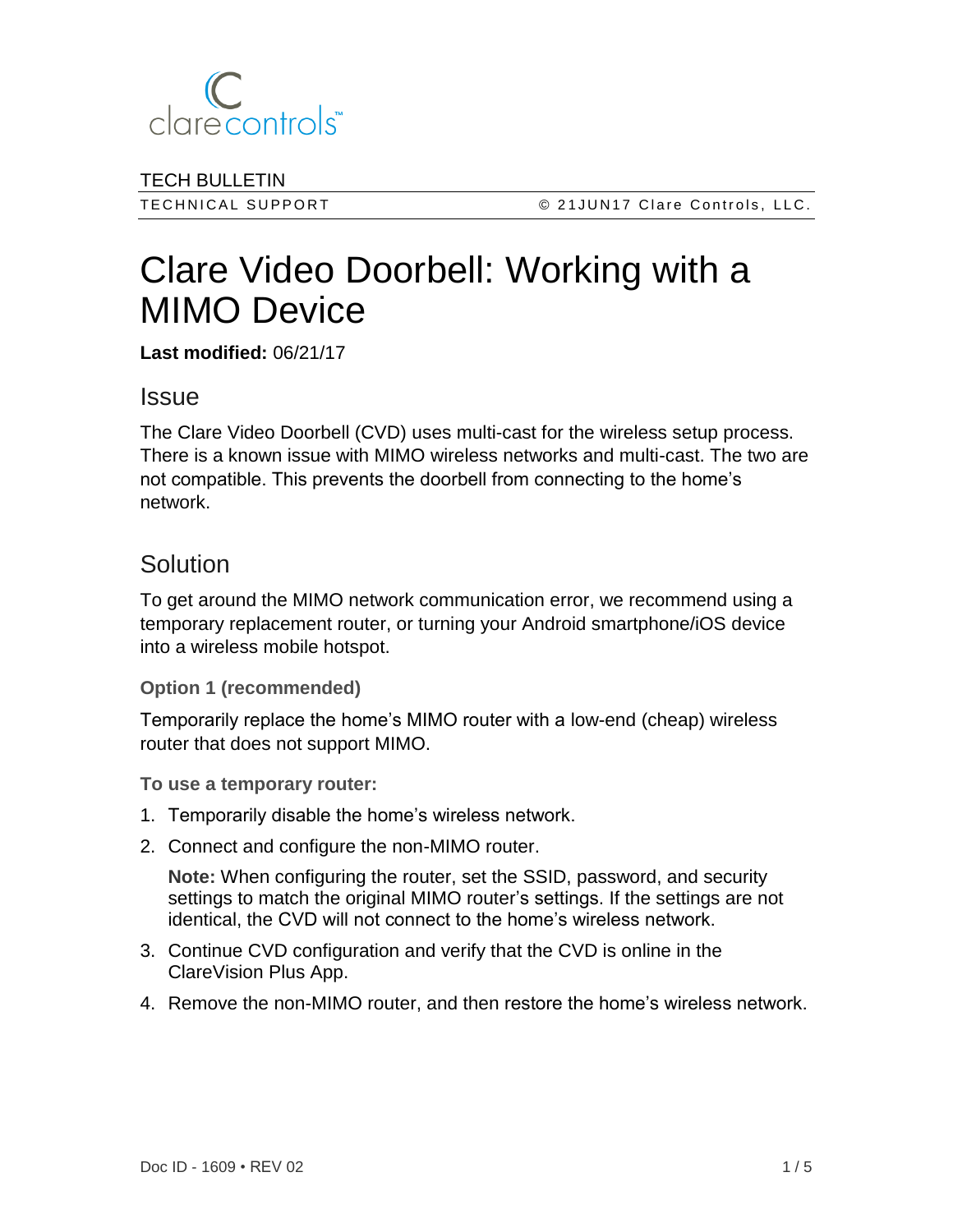clarecontrols

TECH BULLETIN

TECHNICAL SUPPORT © 21JUN17 Clare Controls, LLC.

# Clare Video Doorbell: Working with a MIMO Device

**Last modified:** 06/21/17

## Issue

The Clare Video Doorbell (CVD) uses multi-cast for the wireless setup process. There is a known issue with MIMO wireless networks and multi-cast. The two are not compatible. This prevents the doorbell from connecting to the home's network.

## Solution

To get around the MIMO network communication error, we recommend using a temporary replacement router, or turning your Android smartphone/iOS device into a wireless mobile hotspot.

### Option 1 (recommended)

Temporarily replace the home's MIMO router with a low-end (cheap) wireless router that does not support MIMO.

**To use a temporary router:**

1. Temporarily disable the home's wireless network.
2. Connect and configure the non-MIMO router.

   **Note:** When configuring the router, set the SSID, password, and security settings to match the original MIMO router's settings. If the settings are not identical, the CVD will not connect to the home's wireless network.

3. Continue CVD configuration and verify that the CVD is online in the ClareVision Plus App.
4. Remove the non-MIMO router, and then restore the home's wireless network.

Doc ID - 1609 • REV 02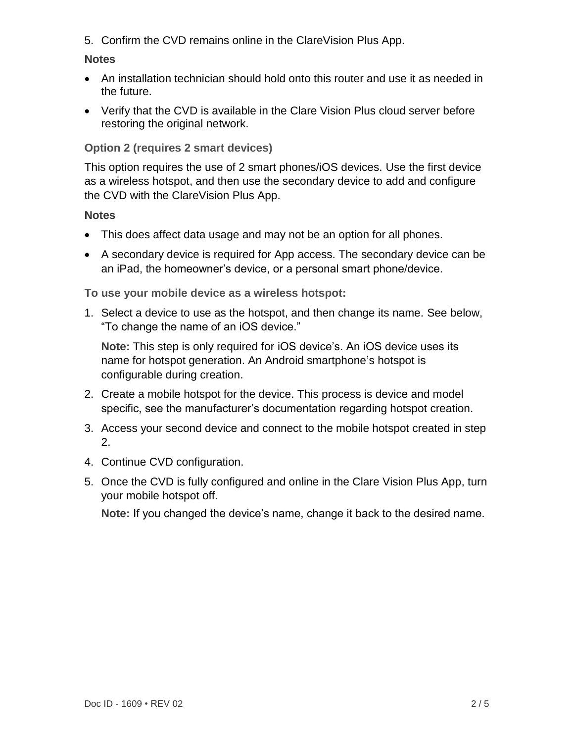5. Confirm the CVD remains online in the ClareVision Plus App.

**Notes**

- An installation technician should hold onto this router and use it as needed in the future.
- Verify that the CVD is available in the Clare Vision Plus cloud server before restoring the original network.

### Option 2 (requires 2 smart devices)

This option requires the use of 2 smart phones/iOS devices. Use the first device as a wireless hotspot, and then use the secondary device to add and configure the CVD with the ClareVision Plus App.

**Notes**

- This does affect data usage and may not be an option for all phones.
- A secondary device is required for App access. The secondary device can be an iPad, the homeowner's device, or a personal smart phone/device.

### To use your mobile device as a wireless hotspot:

1. Select a device to use as the hotspot, and then change its name. See below, "To change the name of an iOS device."

   **Note:** This step is only required for iOS device's. An iOS device uses its name for hotspot generation. An Android smartphone's hotspot is configurable during creation.

2. Create a mobile hotspot for the device. This process is device and model specific, see the manufacturer's documentation regarding hotspot creation.
3. Access your second device and connect to the mobile hotspot created in step 2.
4. Continue CVD configuration.
5. Once the CVD is fully configured and online in the Clare Vision Plus App, turn your mobile hotspot off.

   **Note:** If you changed the device's name, change it back to the desired name.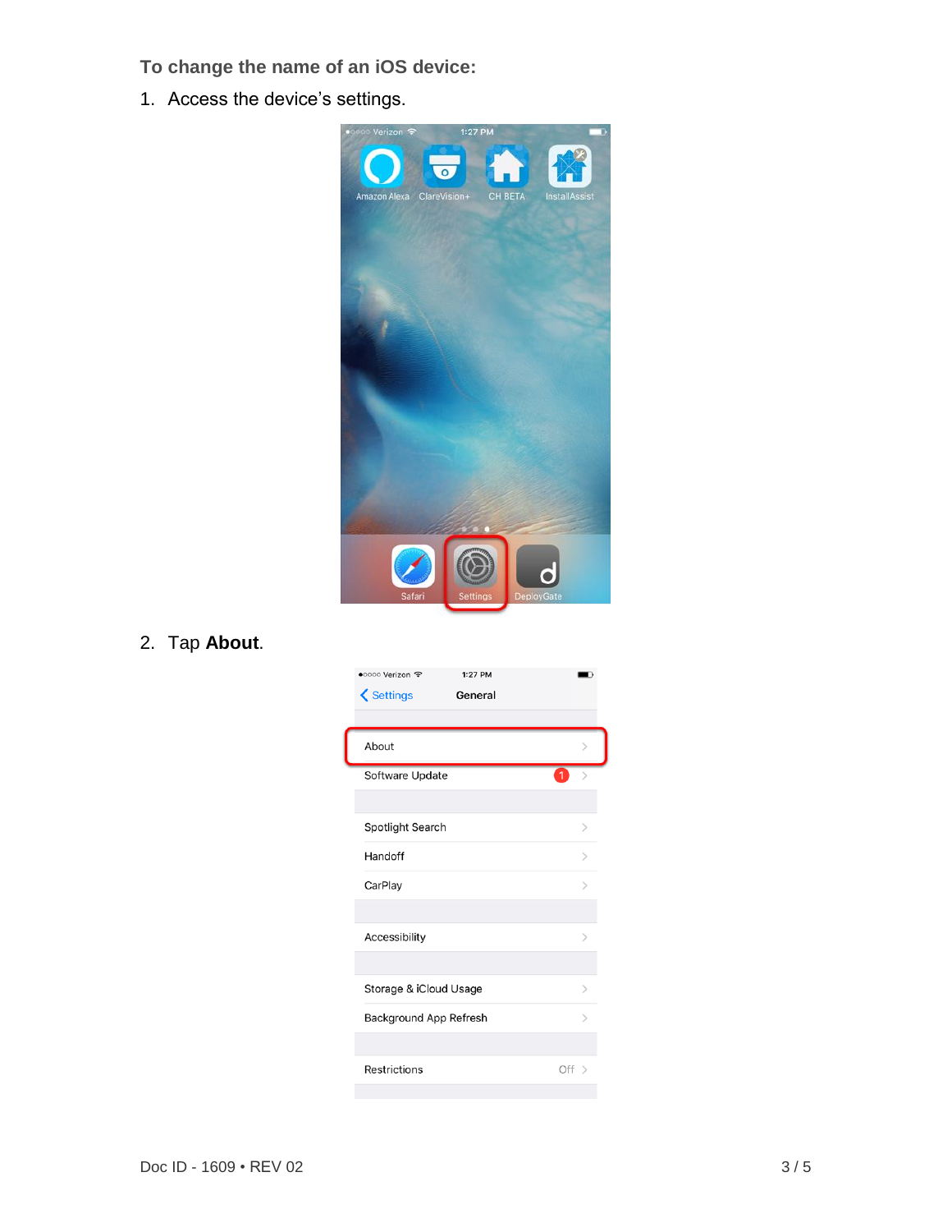**To change the name of an iOS device:**

1. Access the device's settings.

2. Tap **About**.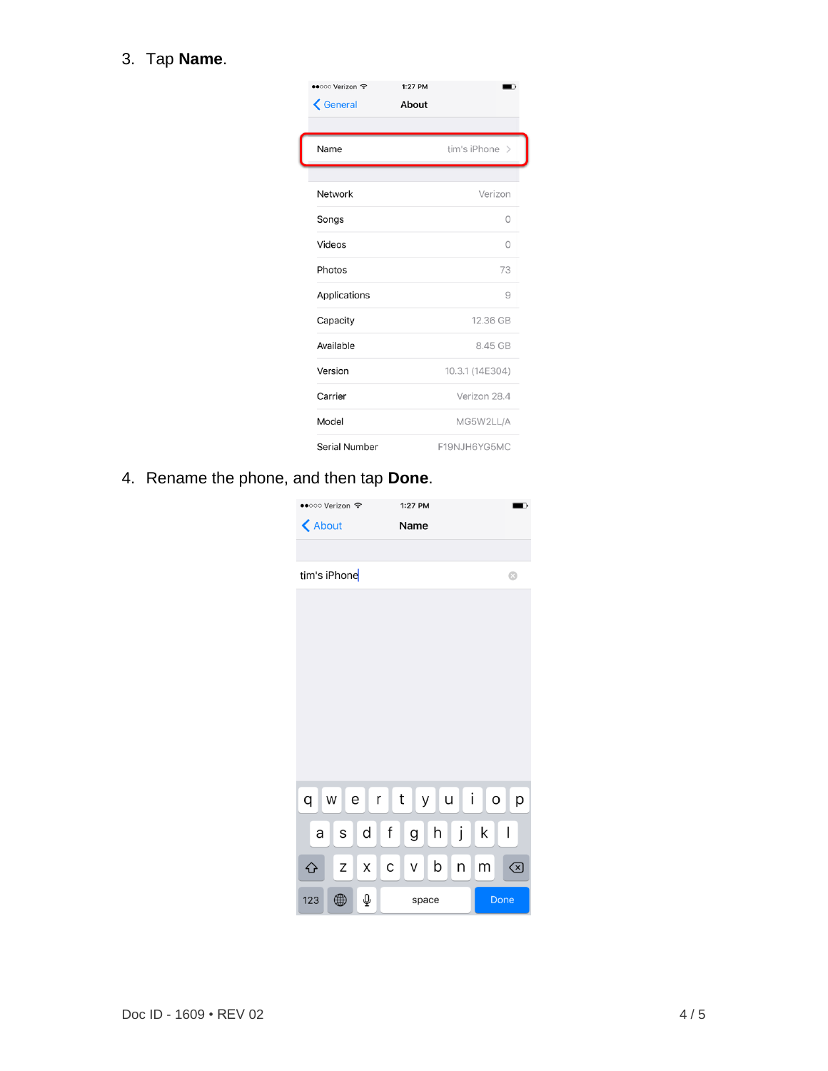3. Tap **Name**.

4. Rename the phone, and then tap **Done**.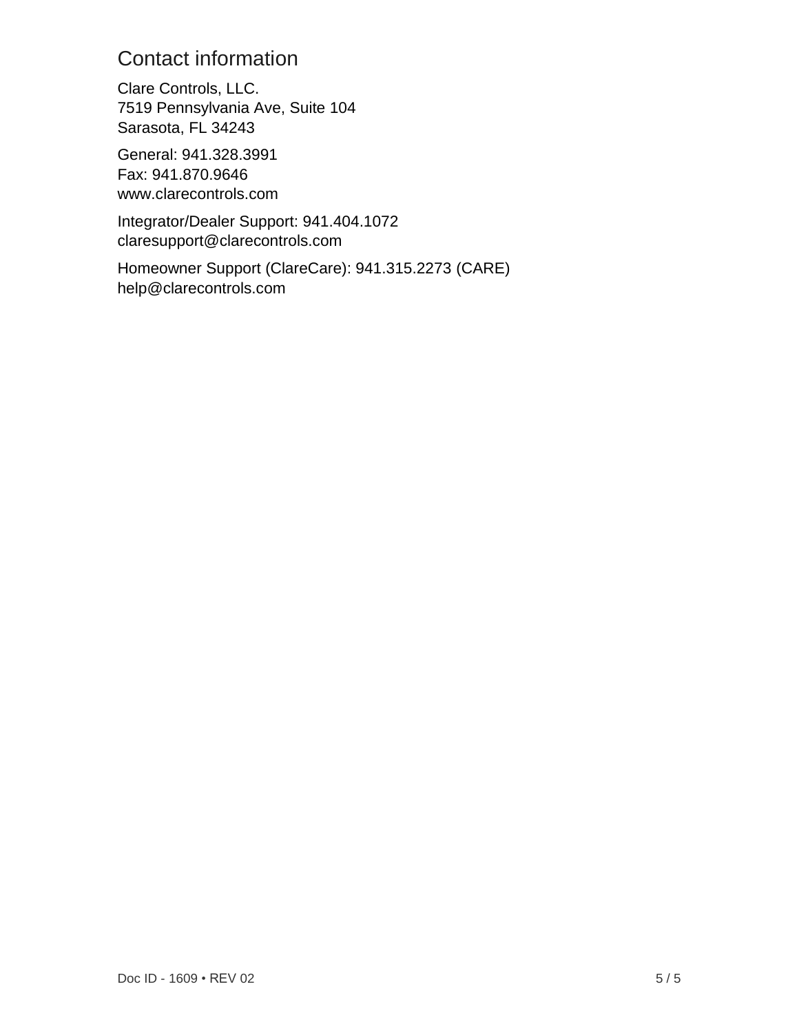## Contact information

Clare Controls, LLC.
7519 Pennsylvania Ave, Suite 104
Sarasota, FL 34243

General: 941.328.3991
Fax: 941.870.9646
www.clarecontrols.com

Integrator/Dealer Support: 941.404.1072
claresupport@clarecontrols.com

Homeowner Support (ClareCare): 941.315.2273 (CARE)
help@clarecontrols.com